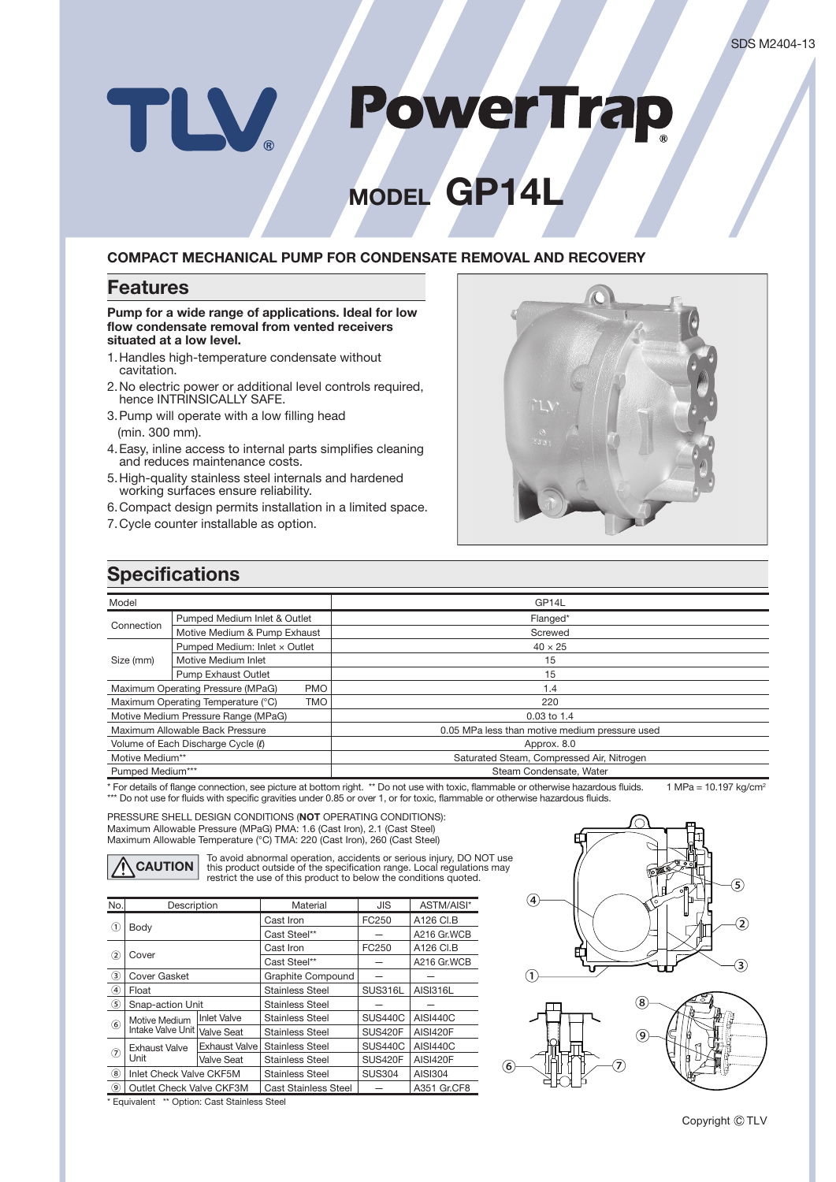# TLV PowerTrap® MODEL GP14L

SDS M2404-13

## COMPACT MECHANICAL PUMP FOR CONDENSATE REMOVAL AND RECOVERY

## Features

**Pump for a wide range of applications. Ideal for low flow condensate removal from vented receivers situated at a low level.**

1. Handles high-temperature condensate without cavitation.
2. No electric power or additional level controls required, hence INTRINSICALLY SAFE.
3. Pump will operate with a low filling head (min. 300 mm).
4. Easy, inline access to internal parts simplifies cleaning and reduces maintenance costs.
5. High-quality stainless steel internals and hardened working surfaces ensure reliability.
6. Compact design permits installation in a limited space.
7. Cycle counter installable as option.

## Specifications

| Model | | | GP14L |
|---|---|---|---|
| Connection | Pumped Medium Inlet & Outlet | | Flanged* |
| | Motive Medium & Pump Exhaust | | Screwed |
| Size (mm) | Pumped Medium: Inlet × Outlet | | 40 × 25 |
| | Motive Medium Inlet | | 15 |
| | Pump Exhaust Outlet | | 15 |
| Maximum Operating Pressure (MPaG) | | PMO | 1.4 |
| Maximum Operating Temperature (°C) | | TMO | 220 |
| Motive Medium Pressure Range (MPaG) | | | 0.03 to 1.4 |
| Maximum Allowable Back Pressure | | | 0.05 MPa less than motive medium pressure used |
| Volume of Each Discharge Cycle (ℓ) | | | Approx. 8.0 |
| Motive Medium** | | | Saturated Steam, Compressed Air, Nitrogen |
| Pumped Medium*** | | | Steam Condensate, Water |

\* For details of flange connection, see picture at bottom right. ** Do not use with toxic, flammable or otherwise hazardous fluids. 1 MPa = 10.197 kg/cm²
*** Do not use for fluids with specific gravities under 0.85 or over 1, or for toxic, flammable or otherwise hazardous fluids.

PRESSURE SHELL DESIGN CONDITIONS (**NOT** OPERATING CONDITIONS):
Maximum Allowable Pressure (MPaG) PMA: 1.6 (Cast Iron), 2.1 (Cast Steel)
Maximum Allowable Temperature (°C) TMA: 220 (Cast Iron), 260 (Cast Steel)

**⚠ CAUTION** To avoid abnormal operation, accidents or serious injury, DO NOT use this product outside of the specification range. Local regulations may restrict the use of this product to below the conditions quoted.

| No. | Description | | Material | JIS | ASTM/AISI* |
|---|---|---|---|---|---|
| ① | Body | | Cast Iron | FC250 | A126 Cl.B |
| | | | Cast Steel** | — | A216 Gr.WCB |
| ② | Cover | | Cast Iron | FC250 | A126 Cl.B |
| | | | Cast Steel** | — | A216 Gr.WCB |
| ③ | Cover Gasket | | Graphite Compound | — | — |
| ④ | Float | | Stainless Steel | SUS316L | AISI316L |
| ⑤ | Snap-action Unit | | Stainless Steel | — | — |
| ⑥ | Motive Medium Intake Valve Unit | Inlet Valve | Stainless Steel | SUS440C | AISI440C |
| | | Valve Seat | Stainless Steel | SUS420F | AISI420F |
| ⑦ | Exhaust Valve Unit | Exhaust Valve | Stainless Steel | SUS440C | AISI440C |
| | | Valve Seat | Stainless Steel | SUS420F | AISI420F |
| ⑧ | Inlet Check Valve CKF5M | | Stainless Steel | SUS304 | AISI304 |
| ⑨ | Outlet Check Valve CKF3M | | Cast Stainless Steel | — | A351 Gr.CF8 |

\* Equivalent ** Option: Cast Stainless Steel

Copyright © TLV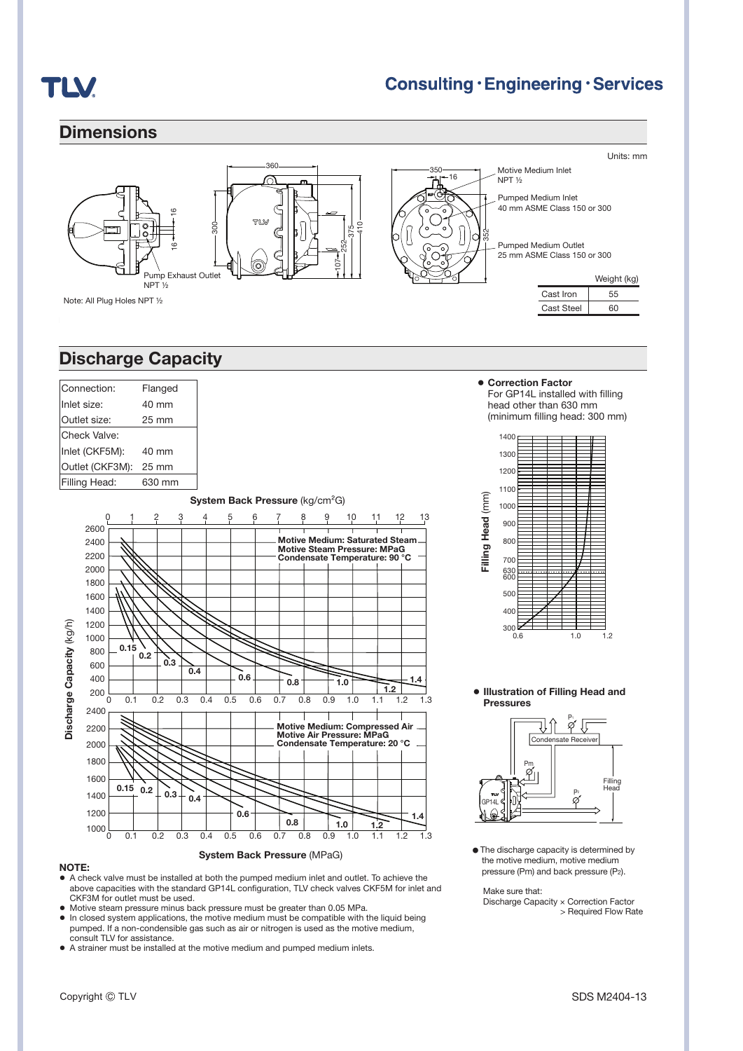## Dimensions

Units: mm

Pump Exhaust Outlet NPT ½

Motive Medium Inlet NPT ½

Pumped Medium Inlet 40 mm ASME Class 150 or 300

Pumped Medium Outlet 25 mm ASME Class 150 or 300

Note: All Plug Holes NPT ½

| | Weight (kg) |
|---|---|
| Cast Iron | 55 |
| Cast Steel | 60 |

## Discharge Capacity

| | |
|---|---|
| Connection: | Flanged |
| Inlet size: | 40 mm |
| Outlet size: | 25 mm |
| Check Valve: | |
| Inlet (CKF5M): | 40 mm |
| Outlet (CKF3M): | 25 mm |
| Filling Head: | 630 mm |

System Back Pressure (kg/cm²G)

Motive Medium: Saturated Steam
Motive Steam Pressure: MPaG
Condensate Temperature: 90 °C

Motive Medium: Compressed Air
Motive Air Pressure: MPaG
Condensate Temperature: 20 °C

Discharge Capacity (kg/h)

System Back Pressure (MPaG)

- **Correction Factor**
  For GP14L installed with filling head other than 630 mm (minimum filling head: 300 mm)

Filling Head (mm)

- **Illustration of Filling Head and Pressures**

- The discharge capacity is determined by the motive medium, motive medium pressure (Pm) and back pressure ($P_2$).

Make sure that:
Discharge Capacity × Correction Factor > Required Flow Rate

**NOTE:**

- A check valve must be installed at both the pumped medium inlet and outlet. To achieve the above capacities with the standard GP14L configuration, TLV check valves CKF5M for inlet and CKF3M for outlet must be used.
- Motive steam pressure minus back pressure must be greater than 0.05 MPa.
- In closed system applications, the motive medium must be compatible with the liquid being pumped. If a non-condensible gas such as air or nitrogen is used as the motive medium, consult TLV for assistance.
- A strainer must be installed at the motive medium and pumped medium inlets.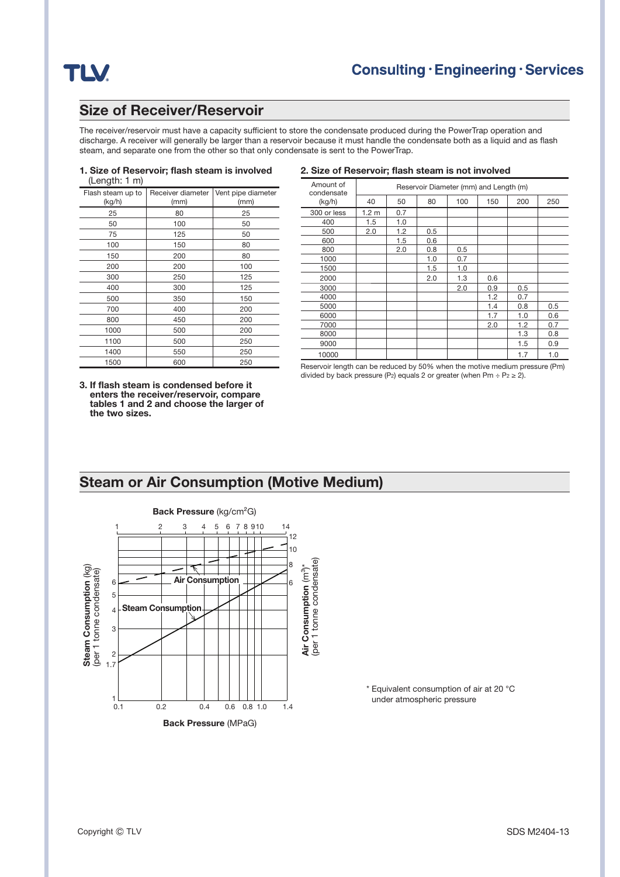## Size of Receiver/Reservoir

The receiver/reservoir must have a capacity sufficient to store the condensate produced during the PowerTrap operation and discharge. A receiver will generally be larger than a reservoir because it must handle the condensate both as a liquid and as flash steam, and separate one from the other so that only condensate is sent to the PowerTrap.

**1. Size of Reservoir; flash steam is involved**
(Length: 1 m)

| Flash steam up to (kg/h) | Receiver diameter (mm) | Vent pipe diameter (mm) |
|---|---|---|
| 25 | 80 | 25 |
| 50 | 100 | 50 |
| 75 | 125 | 50 |
| 100 | 150 | 80 |
| 150 | 200 | 80 |
| 200 | 200 | 100 |
| 300 | 250 | 125 |
| 400 | 300 | 125 |
| 500 | 350 | 150 |
| 700 | 400 | 200 |
| 800 | 450 | 200 |
| 1000 | 500 | 200 |
| 1100 | 500 | 250 |
| 1400 | 550 | 250 |
| 1500 | 600 | 250 |

**2. Size of Reservoir; flash steam is not involved**

| Amount of condensate (kg/h) | Reservoir Diameter (mm) and Length (m) | | | | | | |
|---|---|---|---|---|---|---|---|
| | 40 | 50 | 80 | 100 | 150 | 200 | 250 |
| 300 or less | 1.2 m | 0.7 | | | | | |
| 400 | 1.5 | 1.0 | | | | | |
| 500 | 2.0 | 1.2 | 0.5 | | | | |
| 600 | | 1.5 | 0.6 | | | | |
| 800 | | 2.0 | 0.8 | 0.5 | | | |
| 1000 | | | 1.0 | 0.7 | | | |
| 1500 | | | 1.5 | 1.0 | | | |
| 2000 | | | 2.0 | 1.3 | 0.6 | | |
| 3000 | | | | 2.0 | 0.9 | 0.5 | |
| 4000 | | | | | 1.2 | 0.7 | |
| 5000 | | | | | 1.4 | 0.8 | 0.5 |
| 6000 | | | | | 1.7 | 1.0 | 0.6 |
| 7000 | | | | | 2.0 | 1.2 | 0.7 |
| 8000 | | | | | | 1.3 | 0.8 |
| 9000 | | | | | | 1.5 | 0.9 |
| 10000 | | | | | | 1.7 | 1.0 |

Reservoir length can be reduced by 50% when the motive medium pressure (Pm) divided by back pressure ($P_2$) equals 2 or greater (when $Pm \div P_2 \geq 2$).

**3. If flash steam is condensed before it enters the receiver/reservoir, compare tables 1 and 2 and choose the larger of the two sizes.**

## Steam or Air Consumption (Motive Medium)

**Back Pressure** (kg/cm²G)

**Steam Consumption** (kg) (per 1 tonne condensate)

**Air Consumption** (m³)* (per 1 tonne condensate)

**Back Pressure** (MPaG)

\* Equivalent consumption of air at 20 °C under atmospheric pressure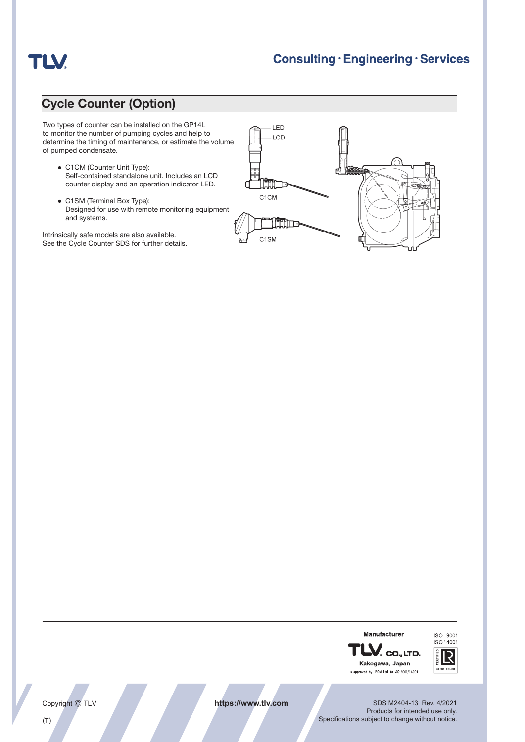## Cycle Counter (Option)

Two types of counter can be installed on the GP14L to monitor the number of pumping cycles and help to determine the timing of maintenance, or estimate the volume of pumped condensate.

- C1CM (Counter Unit Type):
  Self-contained standalone unit. Includes an LCD counter display and an operation indicator LED.
- C1SM (Terminal Box Type):
  Designed for use with remote monitoring equipment and systems.

Intrinsically safe models are also available.
See the Cycle Counter SDS for further details.

LED
LCD
C1CM
C1SM

Manufacturer
TLV CO., LTD.
Kakogawa, Japan
is approved by LRQA Ltd. to ISO 9001/14001

ISO 9001
ISO 14001

Copyright © TLV

(T)

https://www.tlv.com

SDS M2404-13 Rev. 4/2021
Products for intended use only.
Specifications subject to change without notice.